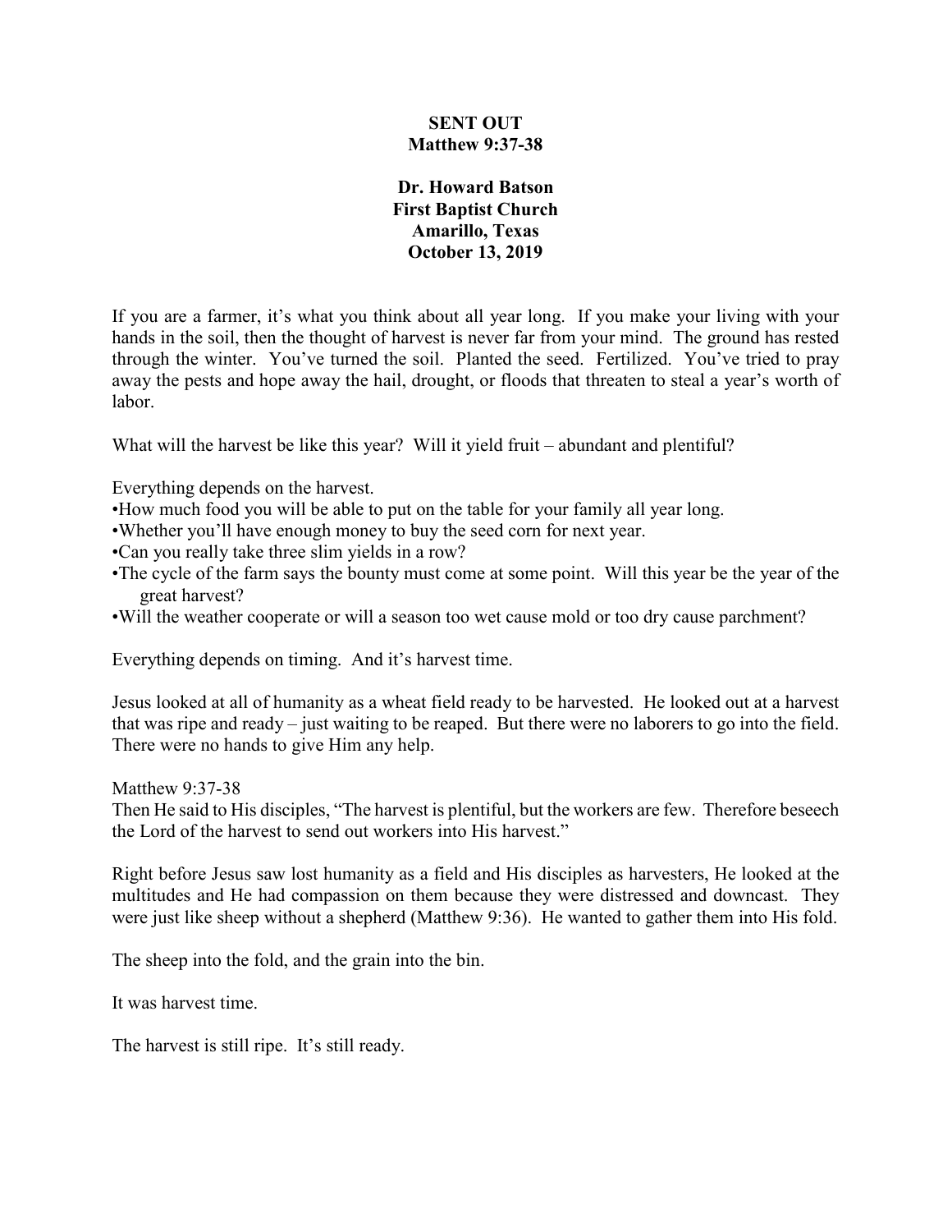# SENT OUT
## Matthew 9:37-38

**Dr. Howard Batson**
**First Baptist Church**
**Amarillo, Texas**
**October 13, 2019**

If you are a farmer, it's what you think about all year long. If you make your living with your hands in the soil, then the thought of harvest is never far from your mind. The ground has rested through the winter. You've turned the soil. Planted the seed. Fertilized. You've tried to pray away the pests and hope away the hail, drought, or floods that threaten to steal a year's worth of labor.

What will the harvest be like this year? Will it yield fruit – abundant and plentiful?

Everything depends on the harvest.

- How much food you will be able to put on the table for your family all year long.
- Whether you'll have enough money to buy the seed corn for next year.
- Can you really take three slim yields in a row?
- The cycle of the farm says the bounty must come at some point. Will this year be the year of the great harvest?
- Will the weather cooperate or will a season too wet cause mold or too dry cause parchment?

Everything depends on timing. And it's harvest time.

Jesus looked at all of humanity as a wheat field ready to be harvested. He looked out at a harvest that was ripe and ready – just waiting to be reaped. But there were no laborers to go into the field. There were no hands to give Him any help.

Matthew 9:37-38
Then He said to His disciples, "The harvest is plentiful, but the workers are few. Therefore beseech the Lord of the harvest to send out workers into His harvest."

Right before Jesus saw lost humanity as a field and His disciples as harvesters, He looked at the multitudes and He had compassion on them because they were distressed and downcast. They were just like sheep without a shepherd (Matthew 9:36). He wanted to gather them into His fold.

The sheep into the fold, and the grain into the bin.

It was harvest time.

The harvest is still ripe. It's still ready.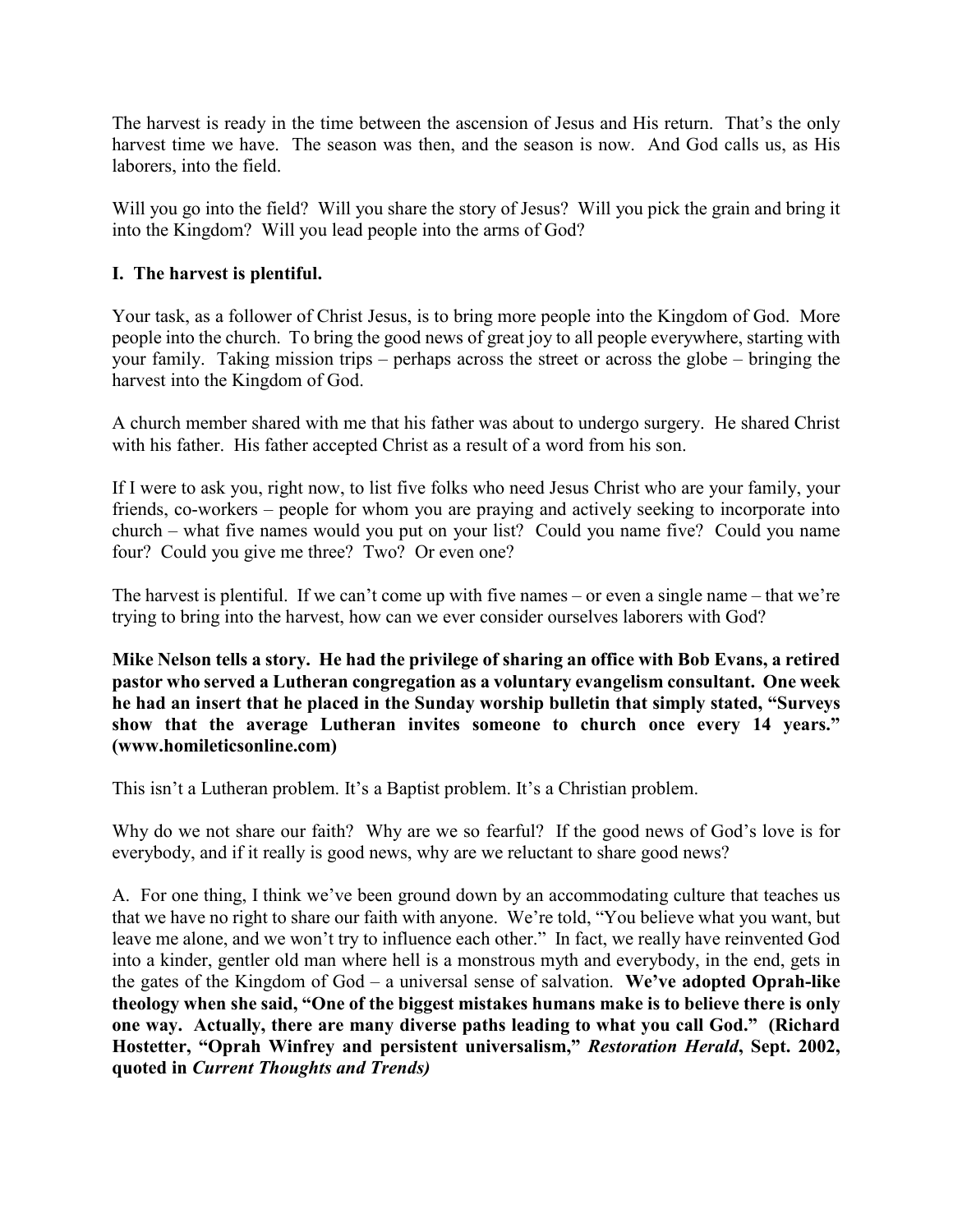The harvest is ready in the time between the ascension of Jesus and His return. That's the only harvest time we have. The season was then, and the season is now. And God calls us, as His laborers, into the field.

Will you go into the field? Will you share the story of Jesus? Will you pick the grain and bring it into the Kingdom? Will you lead people into the arms of God?

**I. The harvest is plentiful.**

Your task, as a follower of Christ Jesus, is to bring more people into the Kingdom of God. More people into the church. To bring the good news of great joy to all people everywhere, starting with your family. Taking mission trips – perhaps across the street or across the globe – bringing the harvest into the Kingdom of God.

A church member shared with me that his father was about to undergo surgery. He shared Christ with his father. His father accepted Christ as a result of a word from his son.

If I were to ask you, right now, to list five folks who need Jesus Christ who are your family, your friends, co-workers – people for whom you are praying and actively seeking to incorporate into church – what five names would you put on your list? Could you name five? Could you name four? Could you give me three? Two? Or even one?

The harvest is plentiful. If we can't come up with five names – or even a single name – that we're trying to bring into the harvest, how can we ever consider ourselves laborers with God?

**Mike Nelson tells a story. He had the privilege of sharing an office with Bob Evans, a retired pastor who served a Lutheran congregation as a voluntary evangelism consultant. One week he had an insert that he placed in the Sunday worship bulletin that simply stated, "Surveys show that the average Lutheran invites someone to church once every 14 years." (www.homileticsonline.com)**

This isn't a Lutheran problem. It's a Baptist problem. It's a Christian problem.

Why do we not share our faith? Why are we so fearful? If the good news of God's love is for everybody, and if it really is good news, why are we reluctant to share good news?

A. For one thing, I think we've been ground down by an accommodating culture that teaches us that we have no right to share our faith with anyone. We're told, "You believe what you want, but leave me alone, and we won't try to influence each other." In fact, we really have reinvented God into a kinder, gentler old man where hell is a monstrous myth and everybody, in the end, gets in the gates of the Kingdom of God – a universal sense of salvation. **We've adopted Oprah-like theology when she said, "One of the biggest mistakes humans make is to believe there is only one way. Actually, there are many diverse paths leading to what you call God." (Richard Hostetter, "Oprah Winfrey and persistent universalism," *Restoration Herald*, Sept. 2002, quoted in *Current Thoughts and Trends)***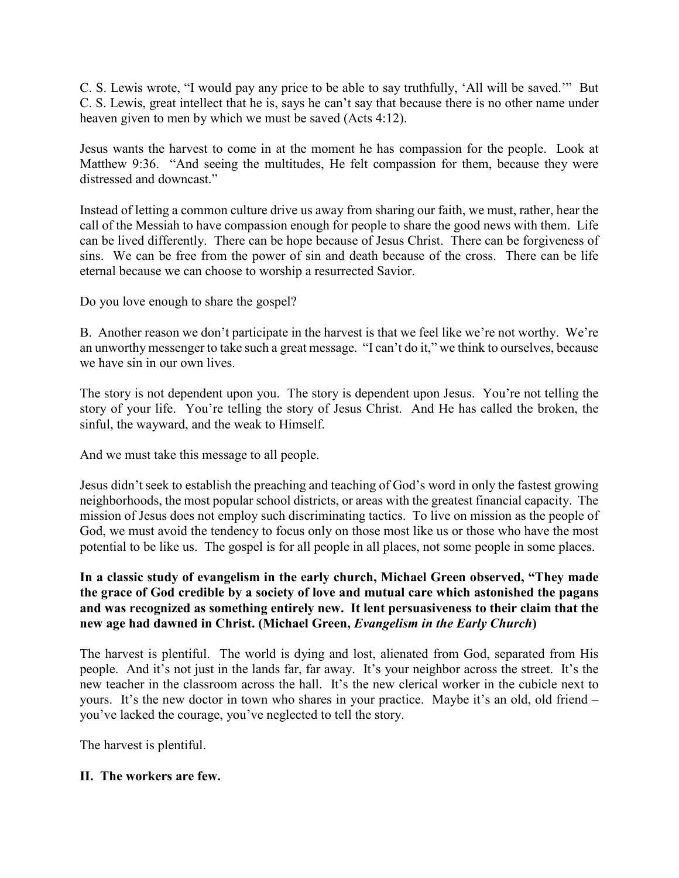C. S. Lewis wrote, "I would pay any price to be able to say truthfully, 'All will be saved.'" But C. S. Lewis, great intellect that he is, says he can't say that because there is no other name under heaven given to men by which we must be saved (Acts 4:12).

Jesus wants the harvest to come in at the moment he has compassion for the people. Look at Matthew 9:36. "And seeing the multitudes, He felt compassion for them, because they were distressed and downcast."

Instead of letting a common culture drive us away from sharing our faith, we must, rather, hear the call of the Messiah to have compassion enough for people to share the good news with them. Life can be lived differently. There can be hope because of Jesus Christ. There can be forgiveness of sins. We can be free from the power of sin and death because of the cross. There can be life eternal because we can choose to worship a resurrected Savior.

Do you love enough to share the gospel?

B. Another reason we don't participate in the harvest is that we feel like we're not worthy. We're an unworthy messenger to take such a great message. "I can't do it," we think to ourselves, because we have sin in our own lives.

The story is not dependent upon you. The story is dependent upon Jesus. You're not telling the story of your life. You're telling the story of Jesus Christ. And He has called the broken, the sinful, the wayward, and the weak to Himself.

And we must take this message to all people.

Jesus didn't seek to establish the preaching and teaching of God's word in only the fastest growing neighborhoods, the most popular school districts, or areas with the greatest financial capacity. The mission of Jesus does not employ such discriminating tactics. To live on mission as the people of God, we must avoid the tendency to focus only on those most like us or those who have the most potential to be like us. The gospel is for all people in all places, not some people in some places.

**In a classic study of evangelism in the early church, Michael Green observed, "They made the grace of God credible by a society of love and mutual care which astonished the pagans and was recognized as something entirely new. It lent persuasiveness to their claim that the new age had dawned in Christ. (Michael Green, *Evangelism in the Early Church*)**

The harvest is plentiful. The world is dying and lost, alienated from God, separated from His people. And it's not just in the lands far, far away. It's your neighbor across the street. It's the new teacher in the classroom across the hall. It's the new clerical worker in the cubicle next to yours. It's the new doctor in town who shares in your practice. Maybe it's an old, old friend – you've lacked the courage, you've neglected to tell the story.

The harvest is plentiful.

**II. The workers are few.**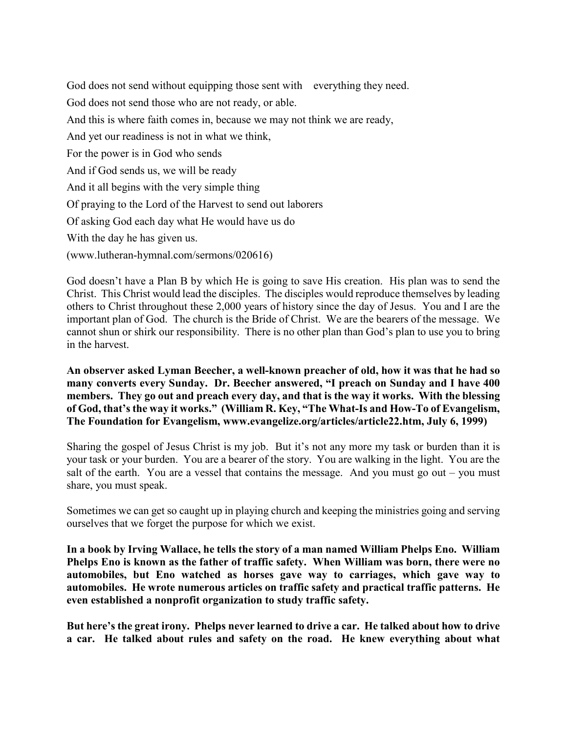God does not send without equipping those sent with everything they need.

God does not send those who are not ready, or able.

And this is where faith comes in, because we may not think we are ready,

And yet our readiness is not in what we think,

For the power is in God who sends

And if God sends us, we will be ready

And it all begins with the very simple thing

Of praying to the Lord of the Harvest to send out laborers

Of asking God each day what He would have us do

With the day he has given us.

(www.lutheran-hymnal.com/sermons/020616)

God doesn't have a Plan B by which He is going to save His creation. His plan was to send the Christ. This Christ would lead the disciples. The disciples would reproduce themselves by leading others to Christ throughout these 2,000 years of history since the day of Jesus. You and I are the important plan of God. The church is the Bride of Christ. We are the bearers of the message. We cannot shun or shirk our responsibility. There is no other plan than God's plan to use you to bring in the harvest.

**An observer asked Lyman Beecher, a well-known preacher of old, how it was that he had so many converts every Sunday. Dr. Beecher answered, "I preach on Sunday and I have 400 members. They go out and preach every day, and that is the way it works. With the blessing of God, that's the way it works." (William R. Key, "The What-Is and How-To of Evangelism, The Foundation for Evangelism, www.evangelize.org/articles/article22.htm, July 6, 1999)**

Sharing the gospel of Jesus Christ is my job. But it's not any more my task or burden than it is your task or your burden. You are a bearer of the story. You are walking in the light. You are the salt of the earth. You are a vessel that contains the message. And you must go out – you must share, you must speak.

Sometimes we can get so caught up in playing church and keeping the ministries going and serving ourselves that we forget the purpose for which we exist.

**In a book by Irving Wallace, he tells the story of a man named William Phelps Eno. William Phelps Eno is known as the father of traffic safety. When William was born, there were no automobiles, but Eno watched as horses gave way to carriages, which gave way to automobiles. He wrote numerous articles on traffic safety and practical traffic patterns. He even established a nonprofit organization to study traffic safety.**

**But here's the great irony. Phelps never learned to drive a car. He talked about how to drive a car. He talked about rules and safety on the road. He knew everything about what**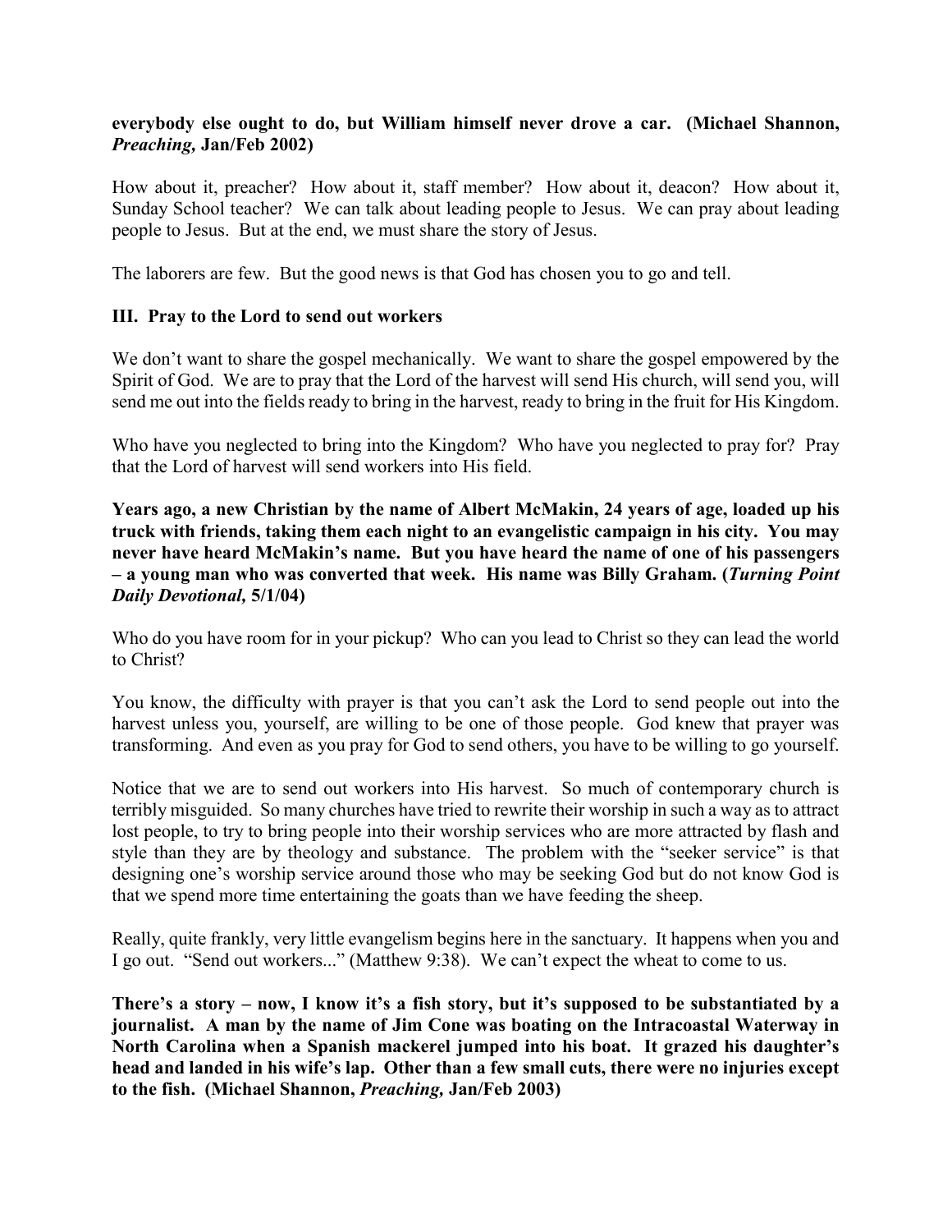**everybody else ought to do, but William himself never drove a car. (Michael Shannon, *Preaching,* Jan/Feb 2002)**

How about it, preacher? How about it, staff member? How about it, deacon? How about it, Sunday School teacher? We can talk about leading people to Jesus. We can pray about leading people to Jesus. But at the end, we must share the story of Jesus.

The laborers are few. But the good news is that God has chosen you to go and tell.

### III. Pray to the Lord to send out workers

We don't want to share the gospel mechanically. We want to share the gospel empowered by the Spirit of God. We are to pray that the Lord of the harvest will send His church, will send you, will send me out into the fields ready to bring in the harvest, ready to bring in the fruit for His Kingdom.

Who have you neglected to bring into the Kingdom? Who have you neglected to pray for? Pray that the Lord of harvest will send workers into His field.

**Years ago, a new Christian by the name of Albert McMakin, 24 years of age, loaded up his truck with friends, taking them each night to an evangelistic campaign in his city. You may never have heard McMakin's name. But you have heard the name of one of his passengers – a young man who was converted that week. His name was Billy Graham. (*Turning Point Daily Devotional,* 5/1/04)**

Who do you have room for in your pickup? Who can you lead to Christ so they can lead the world to Christ?

You know, the difficulty with prayer is that you can't ask the Lord to send people out into the harvest unless you, yourself, are willing to be one of those people. God knew that prayer was transforming. And even as you pray for God to send others, you have to be willing to go yourself.

Notice that we are to send out workers into His harvest. So much of contemporary church is terribly misguided. So many churches have tried to rewrite their worship in such a way as to attract lost people, to try to bring people into their worship services who are more attracted by flash and style than they are by theology and substance. The problem with the "seeker service" is that designing one's worship service around those who may be seeking God but do not know God is that we spend more time entertaining the goats than we have feeding the sheep.

Really, quite frankly, very little evangelism begins here in the sanctuary. It happens when you and I go out. "Send out workers..." (Matthew 9:38). We can't expect the wheat to come to us.

**There's a story – now, I know it's a fish story, but it's supposed to be substantiated by a journalist. A man by the name of Jim Cone was boating on the Intracoastal Waterway in North Carolina when a Spanish mackerel jumped into his boat. It grazed his daughter's head and landed in his wife's lap. Other than a few small cuts, there were no injuries except to the fish. (Michael Shannon, *Preaching,* Jan/Feb 2003)**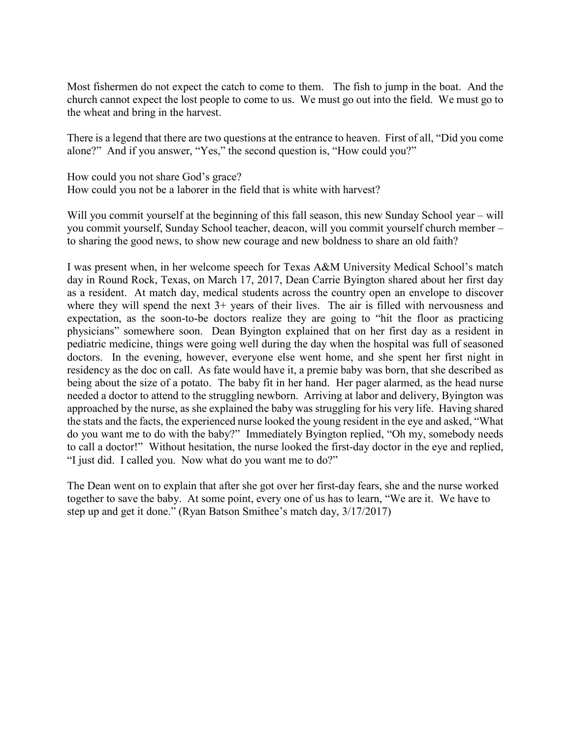Most fishermen do not expect the catch to come to them. The fish to jump in the boat. And the church cannot expect the lost people to come to us. We must go out into the field. We must go to the wheat and bring in the harvest.

There is a legend that there are two questions at the entrance to heaven. First of all, "Did you come alone?" And if you answer, "Yes," the second question is, "How could you?"

How could you not share God's grace?
How could you not be a laborer in the field that is white with harvest?

Will you commit yourself at the beginning of this fall season, this new Sunday School year – will you commit yourself, Sunday School teacher, deacon, will you commit yourself church member – to sharing the good news, to show new courage and new boldness to share an old faith?

I was present when, in her welcome speech for Texas A&M University Medical School's match day in Round Rock, Texas, on March 17, 2017, Dean Carrie Byington shared about her first day as a resident. At match day, medical students across the country open an envelope to discover where they will spend the next 3+ years of their lives. The air is filled with nervousness and expectation, as the soon-to-be doctors realize they are going to "hit the floor as practicing physicians" somewhere soon. Dean Byington explained that on her first day as a resident in pediatric medicine, things were going well during the day when the hospital was full of seasoned doctors. In the evening, however, everyone else went home, and she spent her first night in residency as the doc on call. As fate would have it, a premie baby was born, that she described as being about the size of a potato. The baby fit in her hand. Her pager alarmed, as the head nurse needed a doctor to attend to the struggling newborn. Arriving at labor and delivery, Byington was approached by the nurse, as she explained the baby was struggling for his very life. Having shared the stats and the facts, the experienced nurse looked the young resident in the eye and asked, "What do you want me to do with the baby?" Immediately Byington replied, "Oh my, somebody needs to call a doctor!" Without hesitation, the nurse looked the first-day doctor in the eye and replied, "I just did. I called you. Now what do you want me to do?"

The Dean went on to explain that after she got over her first-day fears, she and the nurse worked together to save the baby. At some point, every one of us has to learn, "We are it. We have to step up and get it done." (Ryan Batson Smithee's match day, 3/17/2017)